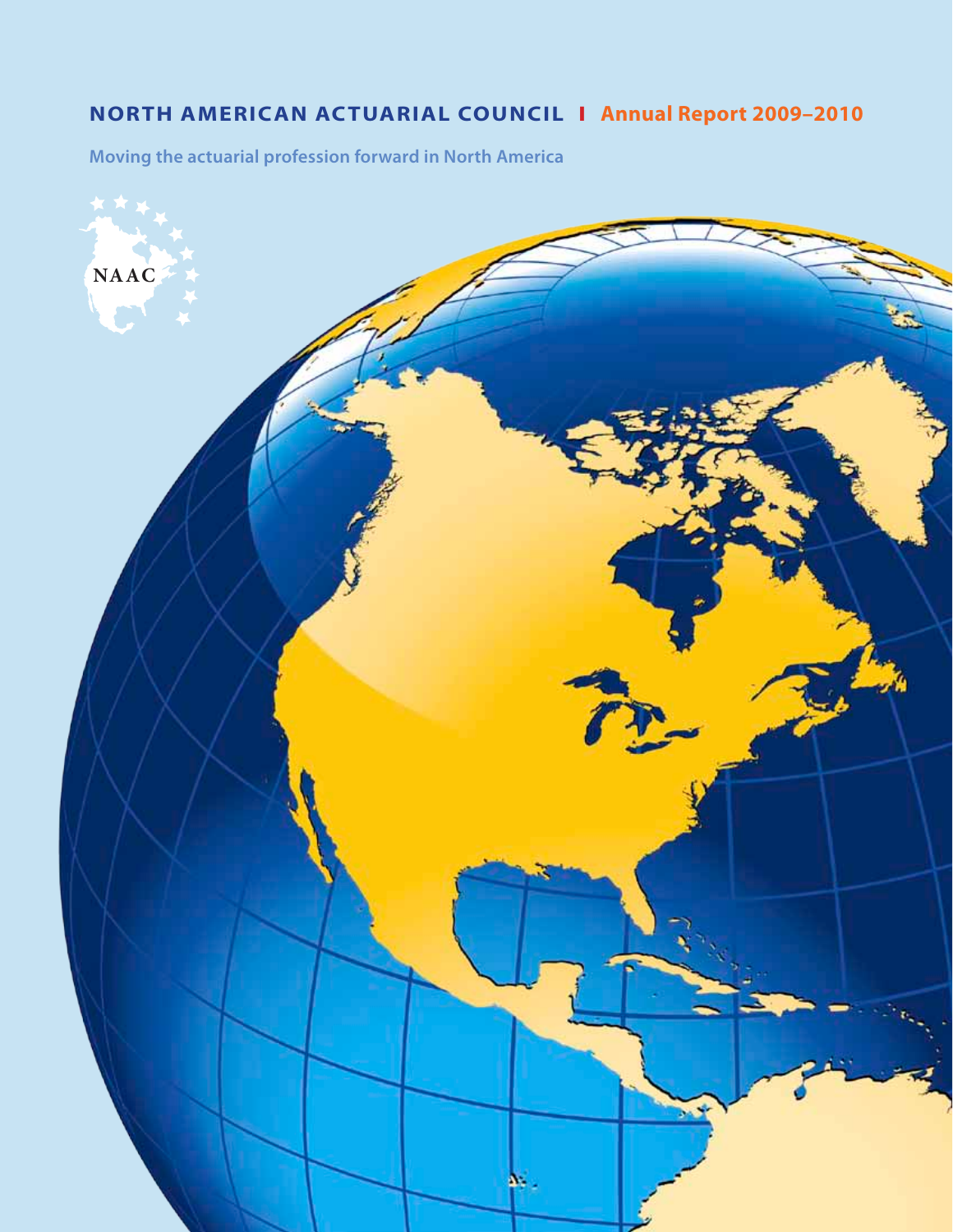# NORTH AMERICAN ACTUARIAL COUNCIL | Annual Report 2009–2010

Moving the actuarial profession forward in North America

NAAC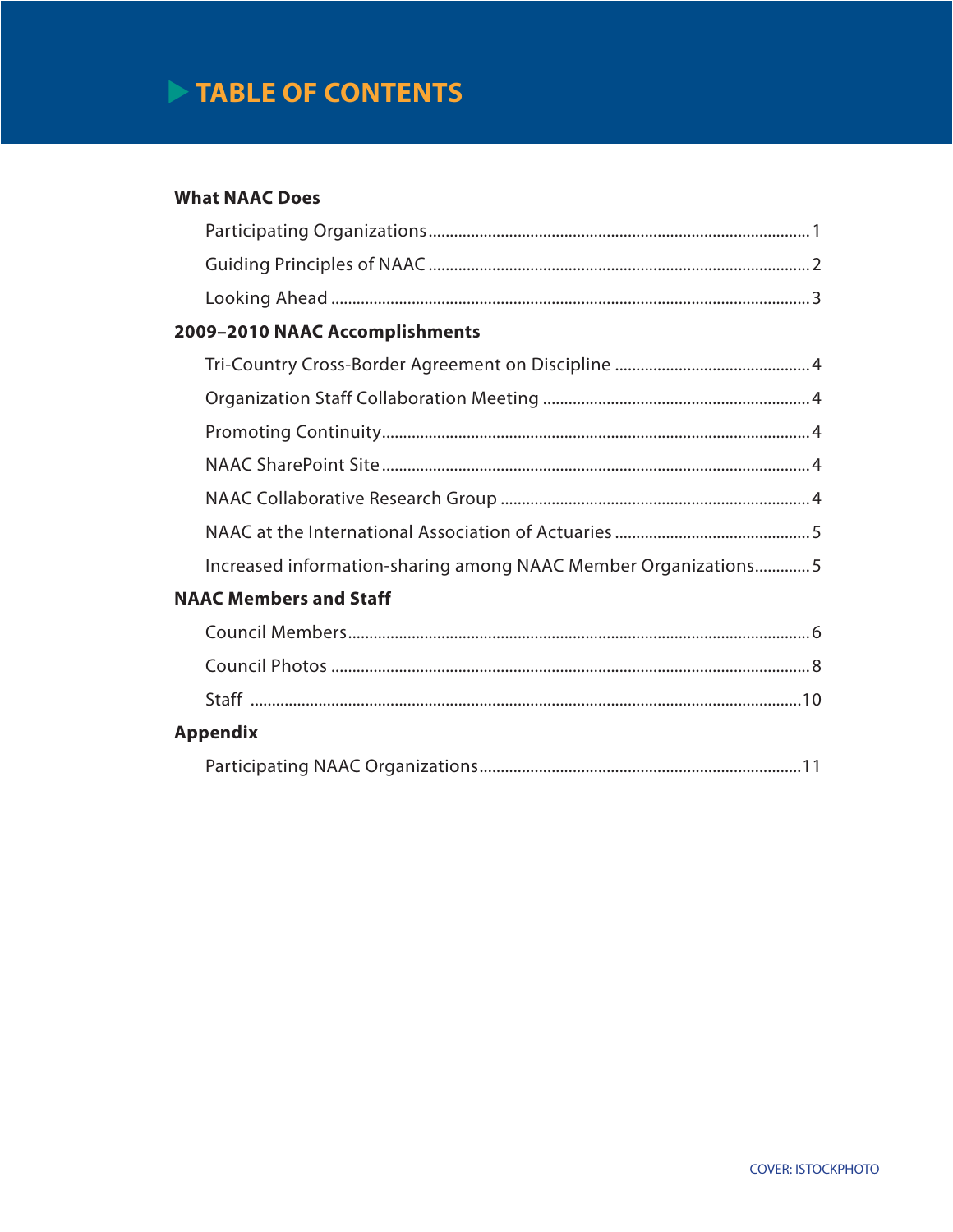# TABLE OF CONTENTS

**What NAAC Does**

- Participating Organizations ........ 1
- Guiding Principles of NAAC ........ 2
- Looking Ahead ........ 3

**2009–2010 NAAC Accomplishments**

- Tri-Country Cross-Border Agreement on Discipline ........ 4
- Organization Staff Collaboration Meeting ........ 4
- Promoting Continuity ........ 4
- NAAC SharePoint Site ........ 4
- NAAC Collaborative Research Group ........ 4
- NAAC at the International Association of Actuaries ........ 5
- Increased information-sharing among NAAC Member Organizations ........ 5

**NAAC Members and Staff**

- Council Members ........ 6
- Council Photos ........ 8
- Staff ........ 10

**Appendix**

- Participating NAAC Organizations ........ 11

COVER: ISTOCKPHOTO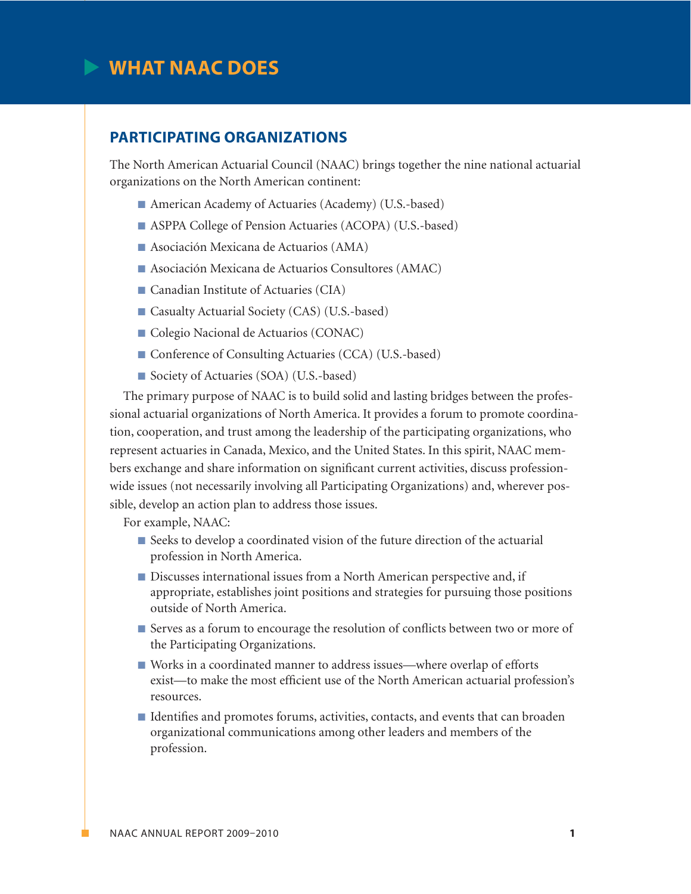# WHAT NAAC DOES

## PARTICIPATING ORGANIZATIONS

The North American Actuarial Council (NAAC) brings together the nine national actuarial organizations on the North American continent:

- American Academy of Actuaries (Academy) (U.S.-based)
- ASPPA College of Pension Actuaries (ACOPA) (U.S.-based)
- Asociación Mexicana de Actuarios (AMA)
- Asociación Mexicana de Actuarios Consultores (AMAC)
- Canadian Institute of Actuaries (CIA)
- Casualty Actuarial Society (CAS) (U.S.-based)
- Colegio Nacional de Actuarios (CONAC)
- Conference of Consulting Actuaries (CCA) (U.S.-based)
- Society of Actuaries (SOA) (U.S.-based)

The primary purpose of NAAC is to build solid and lasting bridges between the professional actuarial organizations of North America. It provides a forum to promote coordination, cooperation, and trust among the leadership of the participating organizations, who represent actuaries in Canada, Mexico, and the United States. In this spirit, NAAC members exchange and share information on significant current activities, discuss profession-wide issues (not necessarily involving all Participating Organizations) and, wherever possible, develop an action plan to address those issues.

For example, NAAC:

- Seeks to develop a coordinated vision of the future direction of the actuarial profession in North America.
- Discusses international issues from a North American perspective and, if appropriate, establishes joint positions and strategies for pursuing those positions outside of North America.
- Serves as a forum to encourage the resolution of conflicts between two or more of the Participating Organizations.
- Works in a coordinated manner to address issues—where overlap of efforts exist—to make the most efficient use of the North American actuarial profession's resources.
- Identifies and promotes forums, activities, contacts, and events that can broaden organizational communications among other leaders and members of the profession.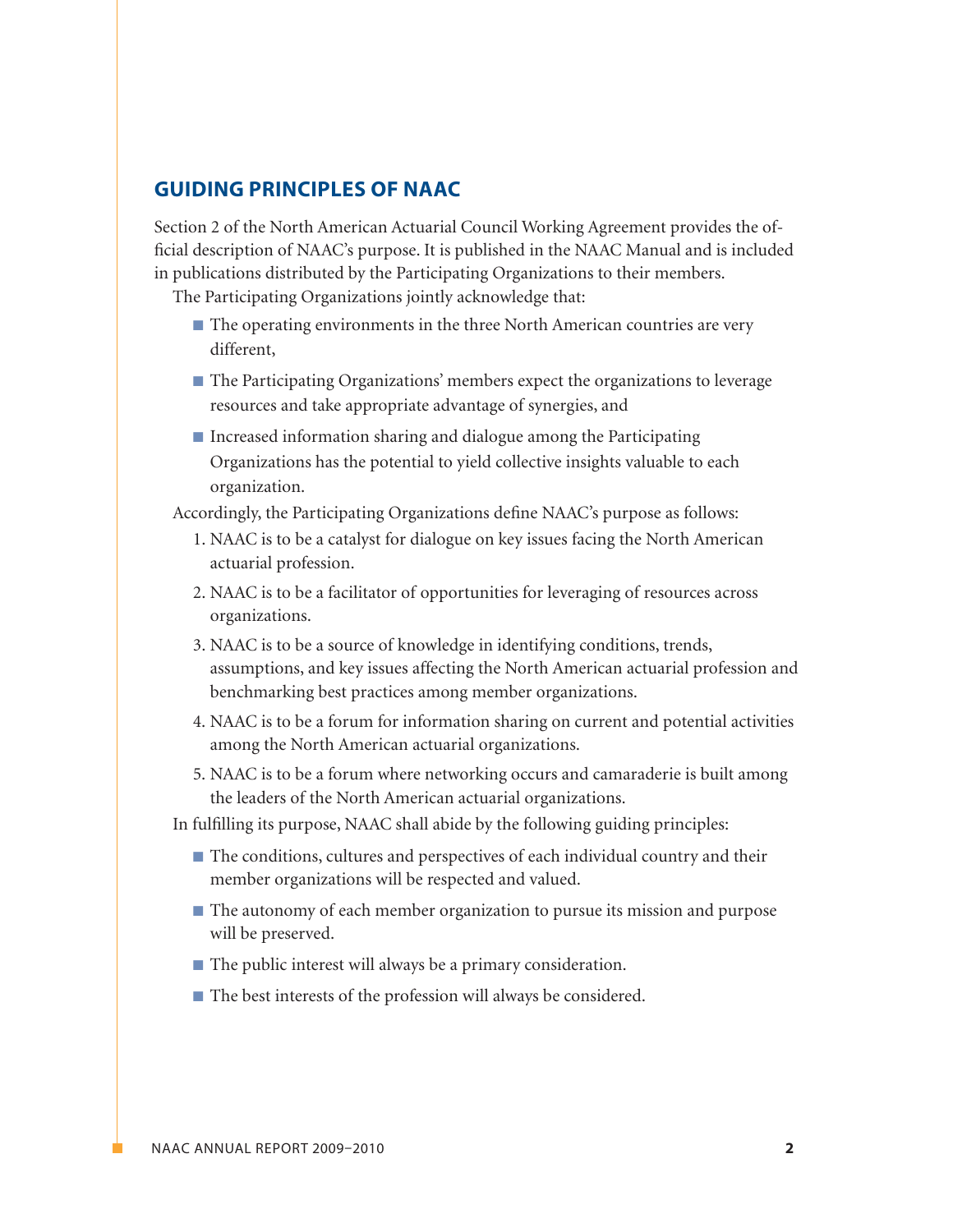## GUIDING PRINCIPLES OF NAAC

Section 2 of the North American Actuarial Council Working Agreement provides the official description of NAAC's purpose. It is published in the NAAC Manual and is included in publications distributed by the Participating Organizations to their members.

The Participating Organizations jointly acknowledge that:

- The operating environments in the three North American countries are very different,
- The Participating Organizations' members expect the organizations to leverage resources and take appropriate advantage of synergies, and
- Increased information sharing and dialogue among the Participating Organizations has the potential to yield collective insights valuable to each organization.

Accordingly, the Participating Organizations define NAAC's purpose as follows:

1. NAAC is to be a catalyst for dialogue on key issues facing the North American actuarial profession.
2. NAAC is to be a facilitator of opportunities for leveraging of resources across organizations.
3. NAAC is to be a source of knowledge in identifying conditions, trends, assumptions, and key issues affecting the North American actuarial profession and benchmarking best practices among member organizations.
4. NAAC is to be a forum for information sharing on current and potential activities among the North American actuarial organizations.
5. NAAC is to be a forum where networking occurs and camaraderie is built among the leaders of the North American actuarial organizations.

In fulfilling its purpose, NAAC shall abide by the following guiding principles:

- The conditions, cultures and perspectives of each individual country and their member organizations will be respected and valued.
- The autonomy of each member organization to pursue its mission and purpose will be preserved.
- The public interest will always be a primary consideration.
- The best interests of the profession will always be considered.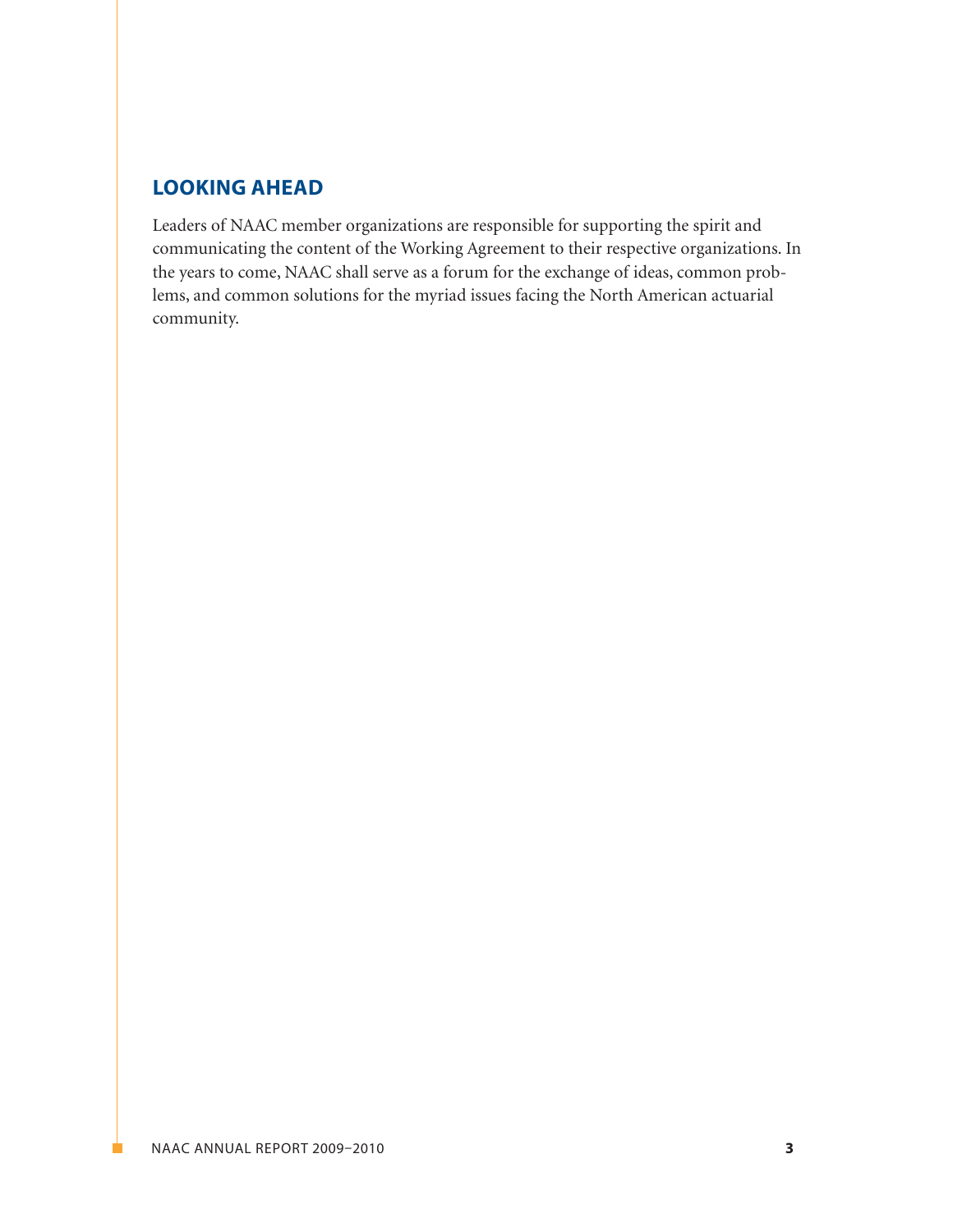## LOOKING AHEAD

Leaders of NAAC member organizations are responsible for supporting the spirit and communicating the content of the Working Agreement to their respective organizations. In the years to come, NAAC shall serve as a forum for the exchange of ideas, common problems, and common solutions for the myriad issues facing the North American actuarial community.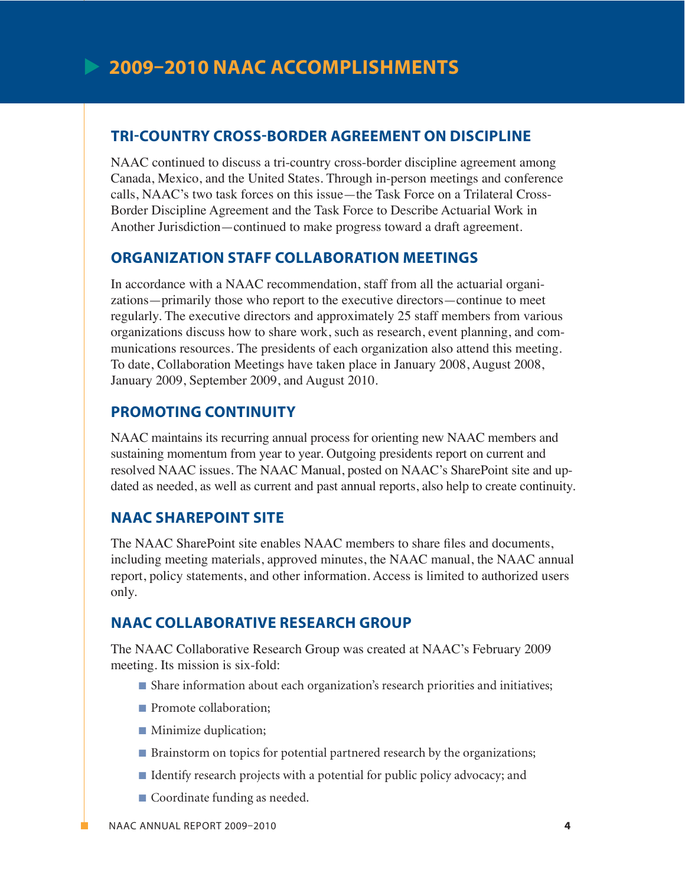# 2009–2010 NAAC ACCOMPLISHMENTS

## TRI-COUNTRY CROSS-BORDER AGREEMENT ON DISCIPLINE

NAAC continued to discuss a tri-country cross-border discipline agreement among Canada, Mexico, and the United States. Through in-person meetings and conference calls, NAAC's two task forces on this issue—the Task Force on a Trilateral Cross-Border Discipline Agreement and the Task Force to Describe Actuarial Work in Another Jurisdiction—continued to make progress toward a draft agreement.

## ORGANIZATION STAFF COLLABORATION MEETINGS

In accordance with a NAAC recommendation, staff from all the actuarial organizations—primarily those who report to the executive directors—continue to meet regularly. The executive directors and approximately 25 staff members from various organizations discuss how to share work, such as research, event planning, and communications resources. The presidents of each organization also attend this meeting. To date, Collaboration Meetings have taken place in January 2008, August 2008, January 2009, September 2009, and August 2010.

## PROMOTING CONTINUITY

NAAC maintains its recurring annual process for orienting new NAAC members and sustaining momentum from year to year. Outgoing presidents report on current and resolved NAAC issues. The NAAC Manual, posted on NAAC's SharePoint site and updated as needed, as well as current and past annual reports, also help to create continuity.

## NAAC SHAREPOINT SITE

The NAAC SharePoint site enables NAAC members to share files and documents, including meeting materials, approved minutes, the NAAC manual, the NAAC annual report, policy statements, and other information. Access is limited to authorized users only.

## NAAC COLLABORATIVE RESEARCH GROUP

The NAAC Collaborative Research Group was created at NAAC's February 2009 meeting. Its mission is six-fold:

- Share information about each organization's research priorities and initiatives;
- Promote collaboration;
- Minimize duplication;
- Brainstorm on topics for potential partnered research by the organizations;
- Identify research projects with a potential for public policy advocacy; and
- Coordinate funding as needed.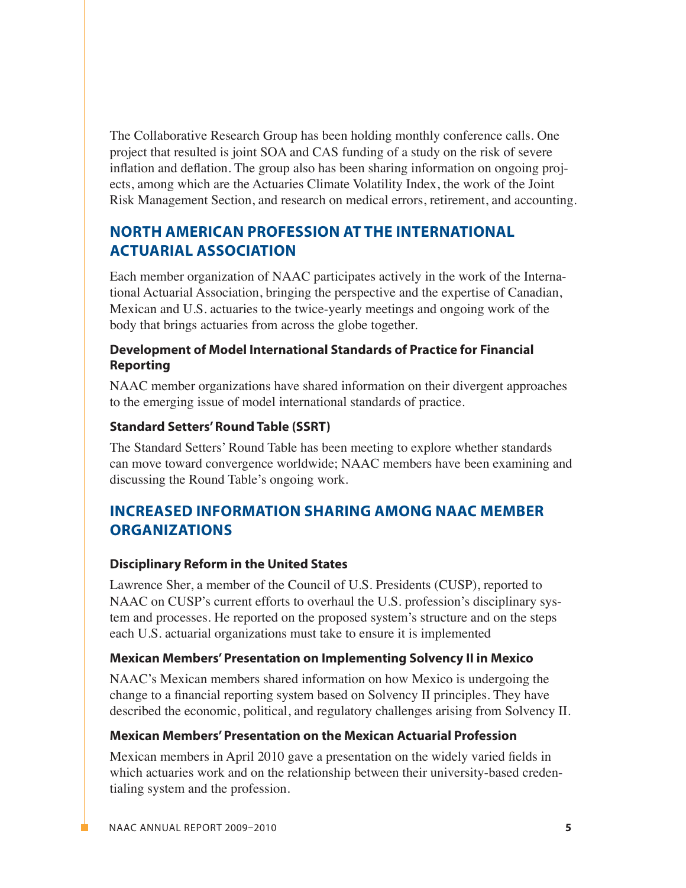The Collaborative Research Group has been holding monthly conference calls. One project that resulted is joint SOA and CAS funding of a study on the risk of severe inflation and deflation. The group also has been sharing information on ongoing projects, among which are the Actuaries Climate Volatility Index, the work of the Joint Risk Management Section, and research on medical errors, retirement, and accounting.

## NORTH AMERICAN PROFESSION AT THE INTERNATIONAL ACTUARIAL ASSOCIATION

Each member organization of NAAC participates actively in the work of the International Actuarial Association, bringing the perspective and the expertise of Canadian, Mexican and U.S. actuaries to the twice-yearly meetings and ongoing work of the body that brings actuaries from across the globe together.

### Development of Model International Standards of Practice for Financial Reporting

NAAC member organizations have shared information on their divergent approaches to the emerging issue of model international standards of practice.

### Standard Setters' Round Table (SSRT)

The Standard Setters' Round Table has been meeting to explore whether standards can move toward convergence worldwide; NAAC members have been examining and discussing the Round Table's ongoing work.

## INCREASED INFORMATION SHARING AMONG NAAC MEMBER ORGANIZATIONS

### Disciplinary Reform in the United States

Lawrence Sher, a member of the Council of U.S. Presidents (CUSP), reported to NAAC on CUSP's current efforts to overhaul the U.S. profession's disciplinary system and processes. He reported on the proposed system's structure and on the steps each U.S. actuarial organizations must take to ensure it is implemented

### Mexican Members' Presentation on Implementing Solvency II in Mexico

NAAC's Mexican members shared information on how Mexico is undergoing the change to a financial reporting system based on Solvency II principles. They have described the economic, political, and regulatory challenges arising from Solvency II.

### Mexican Members' Presentation on the Mexican Actuarial Profession

Mexican members in April 2010 gave a presentation on the widely varied fields in which actuaries work and on the relationship between their university-based credentialing system and the profession.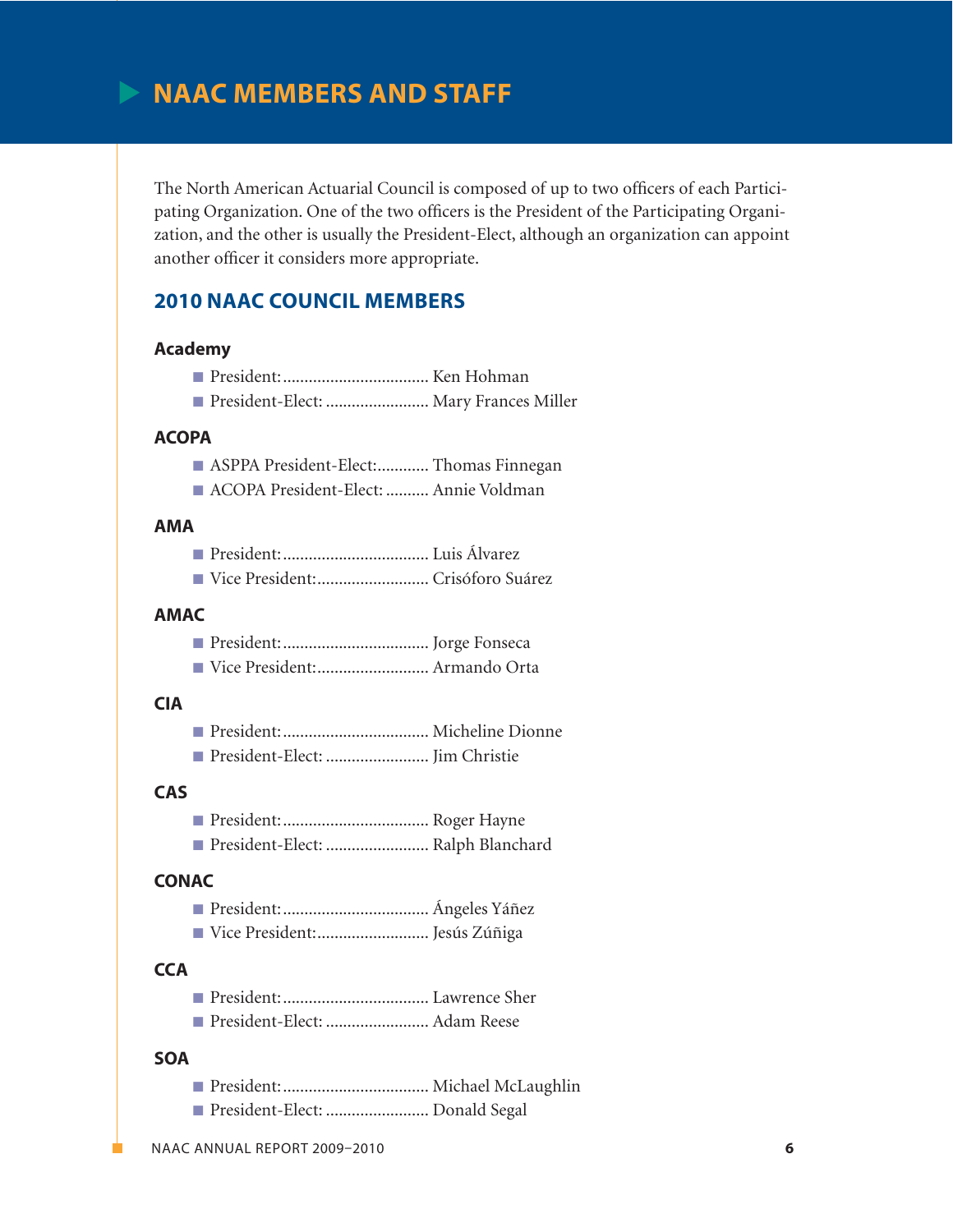# NAAC MEMBERS AND STAFF

The North American Actuarial Council is composed of up to two officers of each Participating Organization. One of the two officers is the President of the Participating Organization, and the other is usually the President-Elect, although an organization can appoint another officer it considers more appropriate.

## 2010 NAAC COUNCIL MEMBERS

### Academy

- President: ................................ Ken Hohman
- President-Elect: ....................... Mary Frances Miller

### ACOPA

- ASPPA President-Elect:............ Thomas Finnegan
- ACOPA President-Elect: .......... Annie Voldman

### AMA

- President: ................................ Luis Álvarez
- Vice President:......................... Crisóforo Suárez

### AMAC

- President: ................................ Jorge Fonseca
- Vice President:......................... Armando Orta

### CIA

- President: ................................ Micheline Dionne
- President-Elect: ....................... Jim Christie

### CAS

- President: ................................ Roger Hayne
- President-Elect: ....................... Ralph Blanchard

### CONAC

- President: ................................ Ángeles Yáñez
- Vice President:......................... Jesús Zúñiga

### CCA

- President: ................................ Lawrence Sher
- President-Elect: ....................... Adam Reese

### SOA

- President: ................................ Michael McLaughlin
- President-Elect: ....................... Donald Segal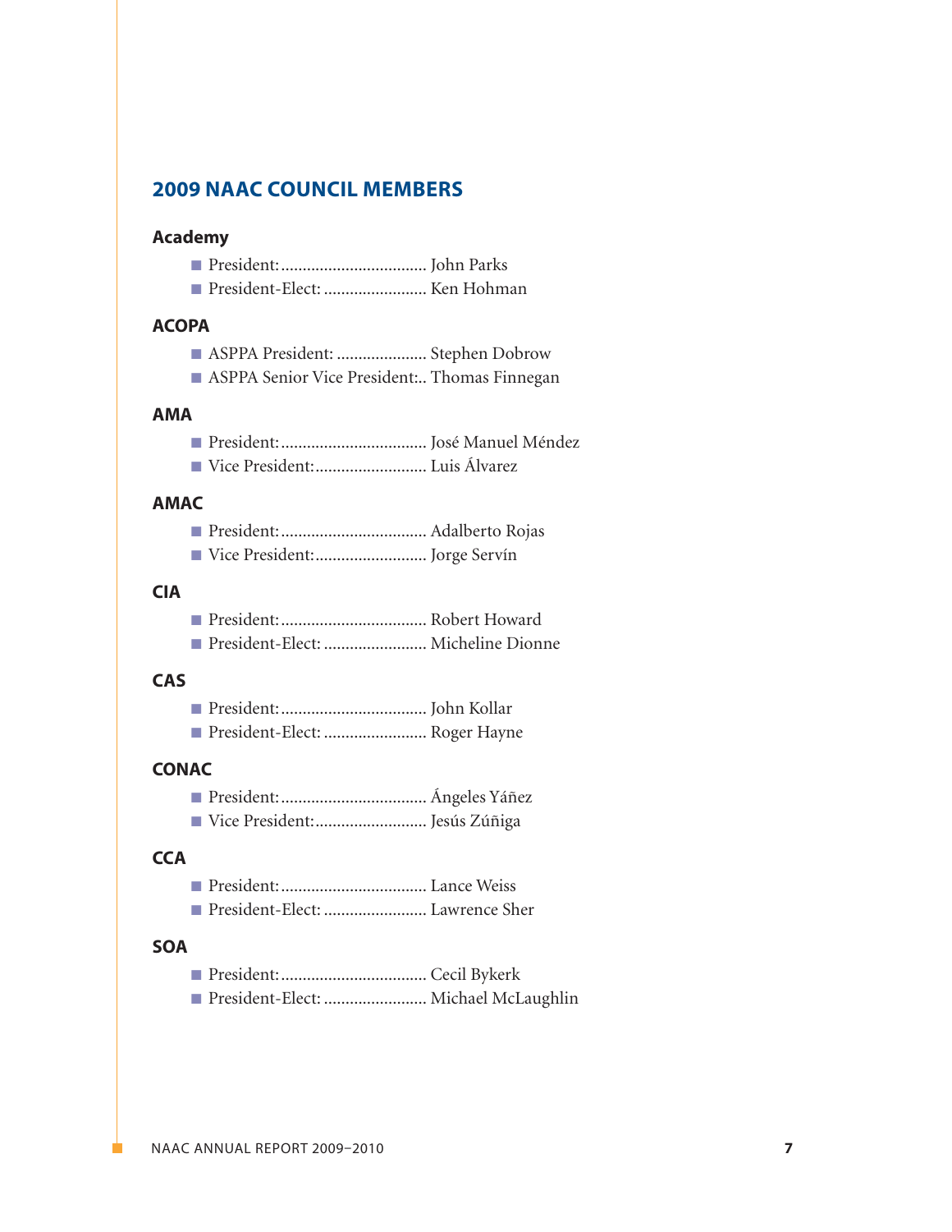## 2009 NAAC COUNCIL MEMBERS

### Academy

- President: .................................. John Parks
- President-Elect: ........................ Ken Hohman

### ACOPA

- ASPPA President: ..................... Stephen Dobrow
- ASPPA Senior Vice President:.. Thomas Finnegan

### AMA

- President: .................................. José Manuel Méndez
- Vice President: .......................... Luis Álvarez

### AMAC

- President: .................................. Adalberto Rojas
- Vice President: .......................... Jorge Servín

### CIA

- President: .................................. Robert Howard
- President-Elect: ........................ Micheline Dionne

### CAS

- President: .................................. John Kollar
- President-Elect: ........................ Roger Hayne

### CONAC

- President: .................................. Ángeles Yáñez
- Vice President: .......................... Jesús Zúñiga

### CCA

- President: .................................. Lance Weiss
- President-Elect: ........................ Lawrence Sher

### SOA

- President: .................................. Cecil Bykerk
- President-Elect: ........................ Michael McLaughlin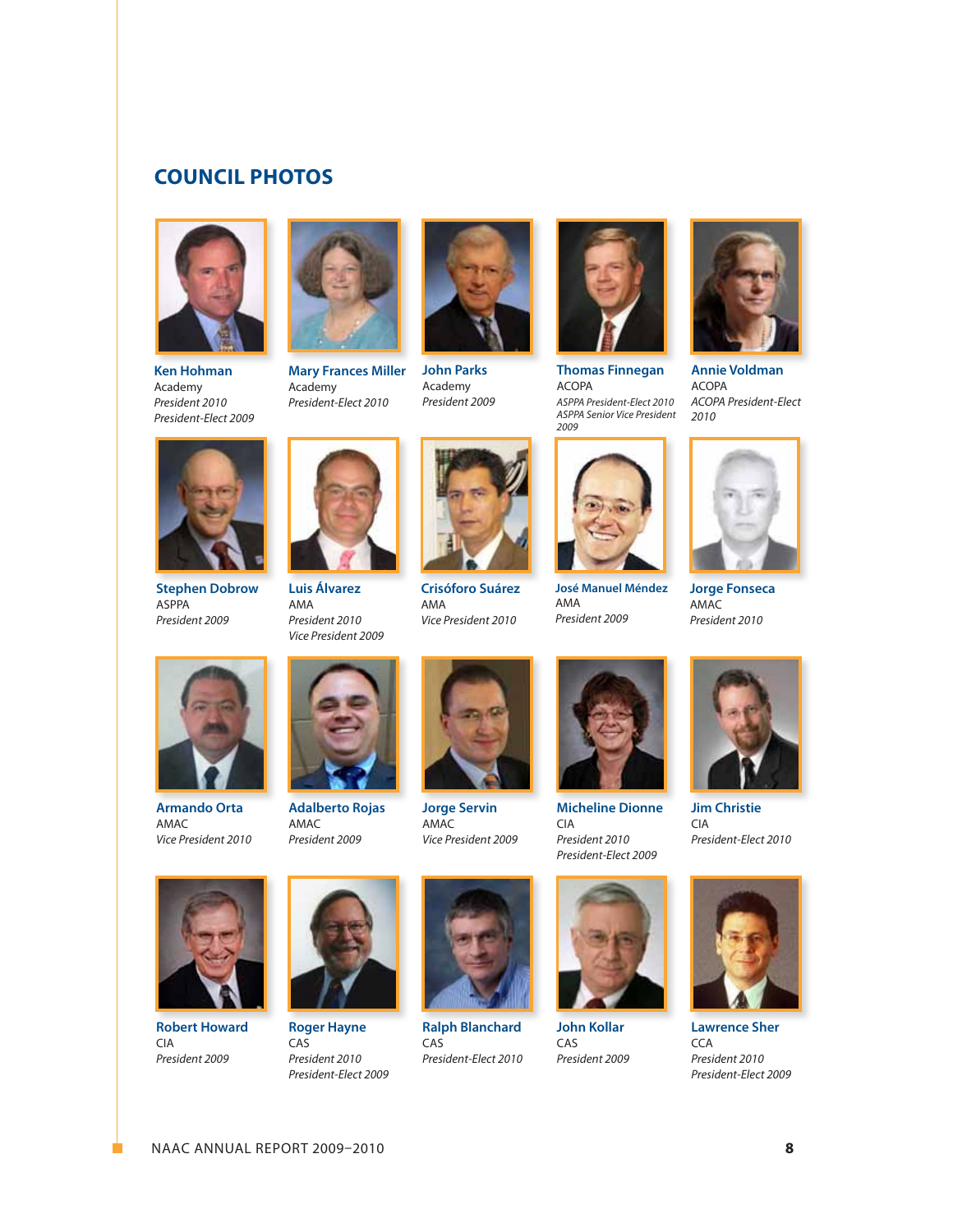## COUNCIL PHOTOS

**Ken Hohman**
Academy
*President 2010*
*President-Elect 2009*

**Mary Frances Miller**
Academy
*President-Elect 2010*

**John Parks**
Academy
*President 2009*

**Thomas Finnegan**
ACOPA
*ASPPA President-Elect 2010*
*ASPPA Senior Vice President 2009*

**Annie Voldman**
ACOPA
*ACOPA President-Elect 2010*

**Stephen Dobrow**
ASPPA
*President 2009*

**Luis Álvarez**
AMA
*President 2010*
*Vice President 2009*

**Crisóforo Suárez**
AMA
*Vice President 2010*

**José Manuel Méndez**
AMA
*President 2009*

**Jorge Fonseca**
AMAC
*President 2010*

**Armando Orta**
AMAC
*Vice President 2010*

**Adalberto Rojas**
AMAC
*President 2009*

**Jorge Servin**
AMAC
*Vice President 2009*

**Micheline Dionne**
CIA
*President 2010*
*President-Elect 2009*

**Jim Christie**
CIA
*President-Elect 2010*

**Robert Howard**
CIA
*President 2009*

**Roger Hayne**
CAS
*President 2010*
*President-Elect 2009*

**Ralph Blanchard**
CAS
*President-Elect 2010*

**John Kollar**
CAS
*President 2009*

**Lawrence Sher**
CCA
*President 2010*
*President-Elect 2009*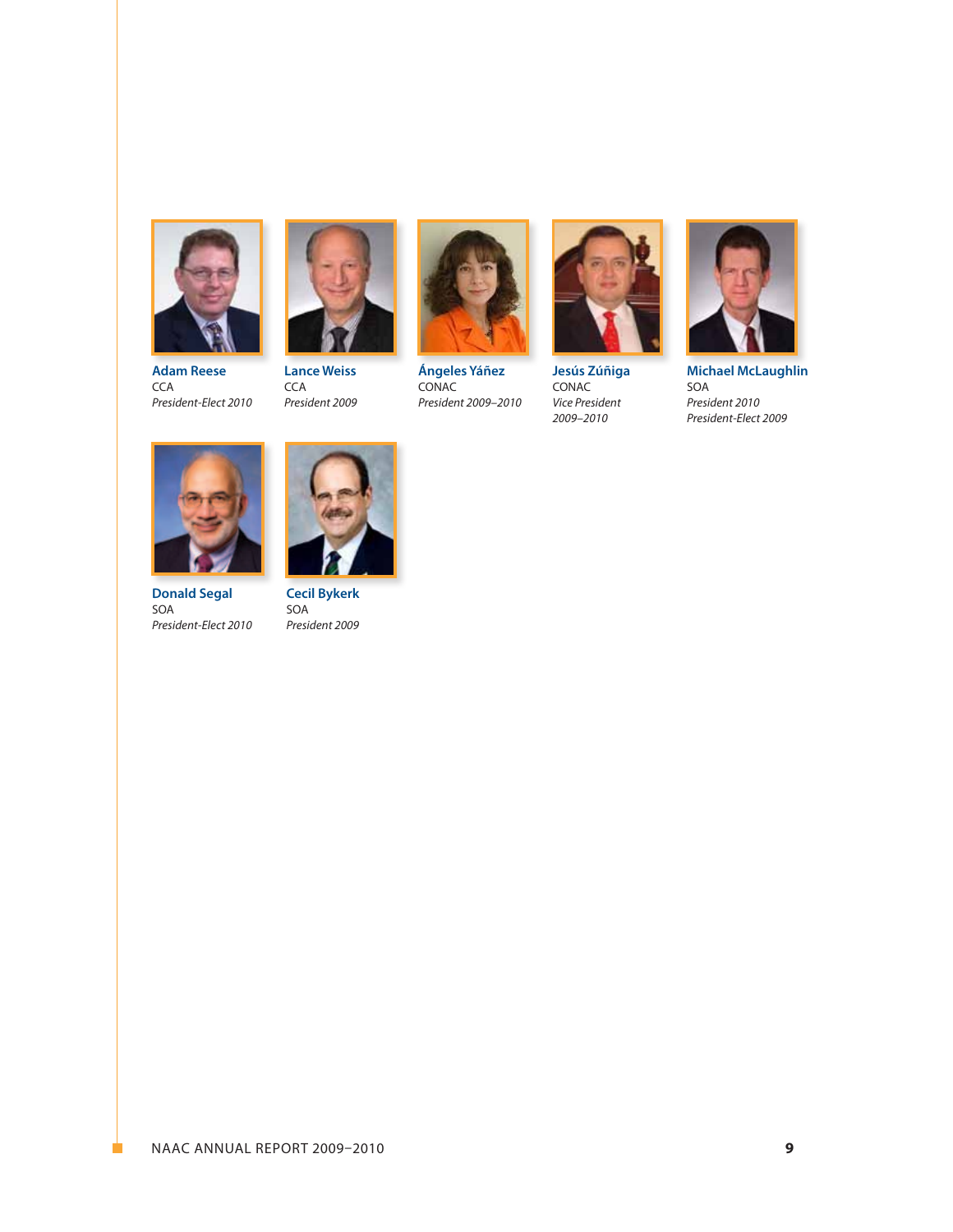**Adam Reese**
CCA
*President-Elect 2010*

**Lance Weiss**
CCA
*President 2009*

**Ángeles Yáñez**
CONAC
*President 2009–2010*

**Jesús Zúñiga**
CONAC
*Vice President 2009–2010*

**Michael McLaughlin**
SOA
*President 2010*
*President-Elect 2009*

**Donald Segal**
SOA
*President-Elect 2010*

**Cecil Bykerk**
SOA
*President 2009*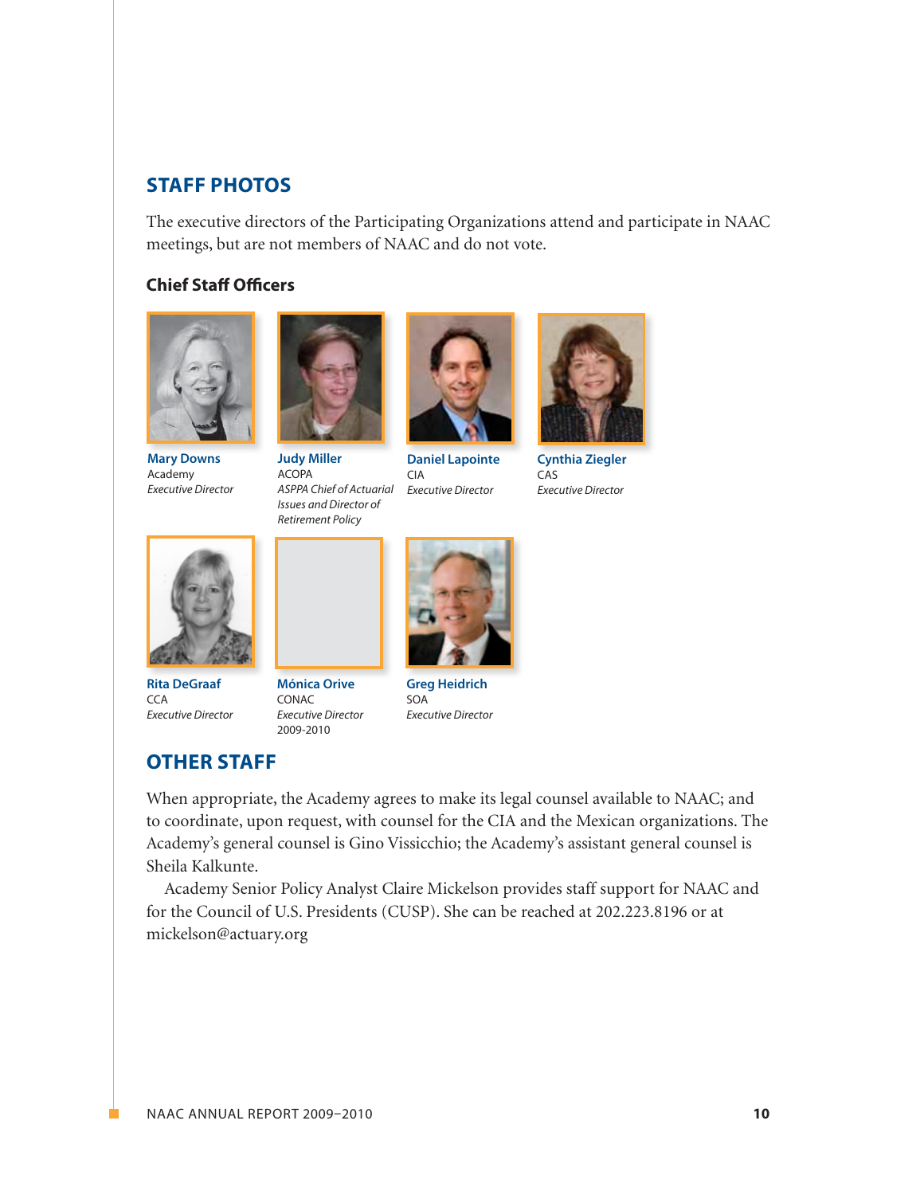## STAFF PHOTOS

The executive directors of the Participating Organizations attend and participate in NAAC meetings, but are not members of NAAC and do not vote.

### Chief Staff Officers

**Mary Downs**
Academy
*Executive Director*

**Judy Miller**
ACOPA
*ASPPA Chief of Actuarial Issues and Director of Retirement Policy*

**Daniel Lapointe**
CIA
*Executive Director*

**Cynthia Ziegler**
CAS
*Executive Director*

**Rita DeGraaf**
CCA
*Executive Director*

**Mónica Orive**
CONAC
*Executive Director*
2009-2010

**Greg Heidrich**
SOA
*Executive Director*

## OTHER STAFF

When appropriate, the Academy agrees to make its legal counsel available to NAAC; and to coordinate, upon request, with counsel for the CIA and the Mexican organizations. The Academy's general counsel is Gino Vissicchio; the Academy's assistant general counsel is Sheila Kalkunte.

Academy Senior Policy Analyst Claire Mickelson provides staff support for NAAC and for the Council of U.S. Presidents (CUSP). She can be reached at 202.223.8196 or at mickelson@actuary.org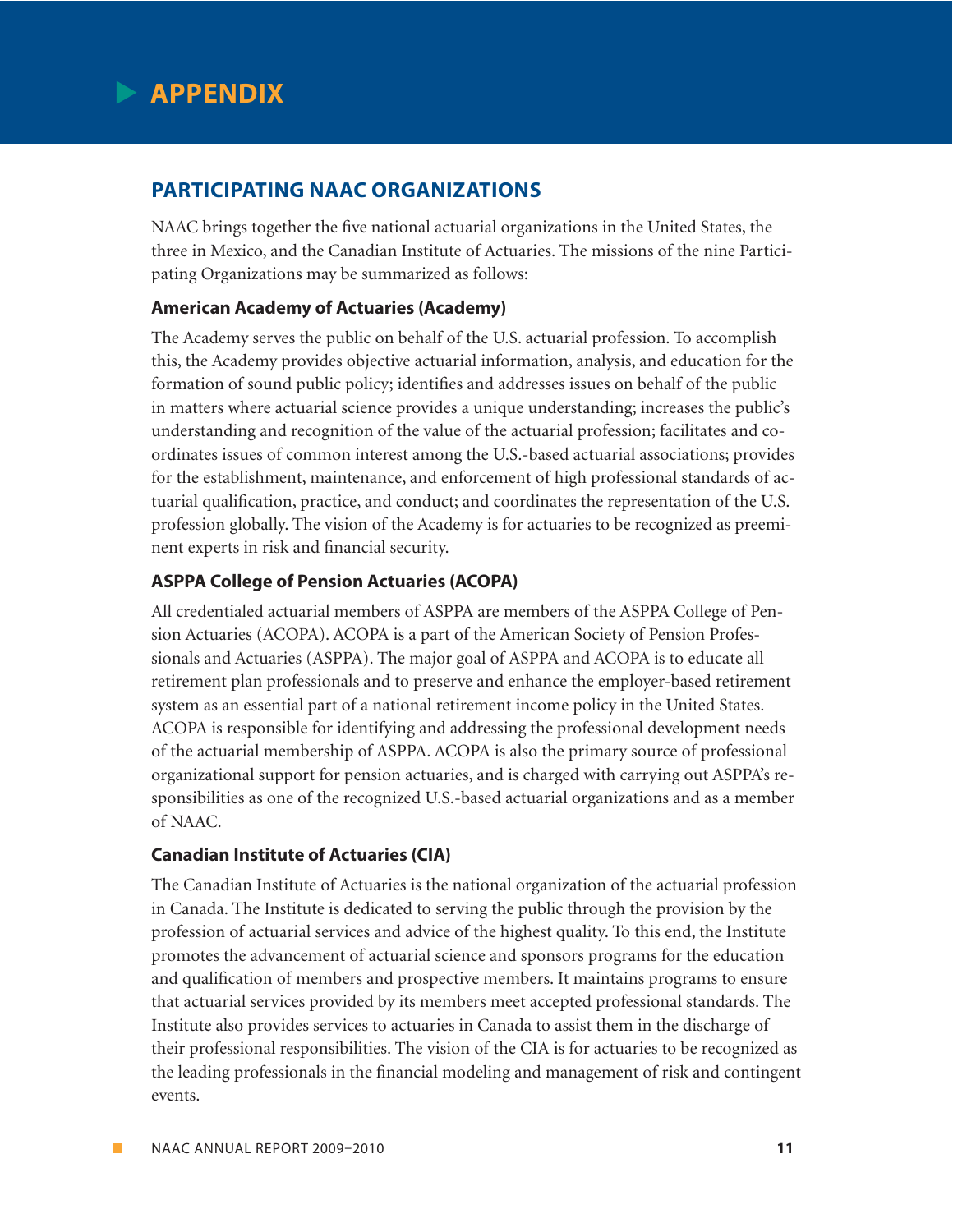# APPENDIX

## PARTICIPATING NAAC ORGANIZATIONS

NAAC brings together the five national actuarial organizations in the United States, the three in Mexico, and the Canadian Institute of Actuaries. The missions of the nine Participating Organizations may be summarized as follows:

### American Academy of Actuaries (Academy)

The Academy serves the public on behalf of the U.S. actuarial profession. To accomplish this, the Academy provides objective actuarial information, analysis, and education for the formation of sound public policy; identifies and addresses issues on behalf of the public in matters where actuarial science provides a unique understanding; increases the public's understanding and recognition of the value of the actuarial profession; facilitates and coordinates issues of common interest among the U.S.-based actuarial associations; provides for the establishment, maintenance, and enforcement of high professional standards of actuarial qualification, practice, and conduct; and coordinates the representation of the U.S. profession globally. The vision of the Academy is for actuaries to be recognized as preeminent experts in risk and financial security.

### ASPPA College of Pension Actuaries (ACOPA)

All credentialed actuarial members of ASPPA are members of the ASPPA College of Pension Actuaries (ACOPA). ACOPA is a part of the American Society of Pension Professionals and Actuaries (ASPPA). The major goal of ASPPA and ACOPA is to educate all retirement plan professionals and to preserve and enhance the employer-based retirement system as an essential part of a national retirement income policy in the United States. ACOPA is responsible for identifying and addressing the professional development needs of the actuarial membership of ASPPA. ACOPA is also the primary source of professional organizational support for pension actuaries, and is charged with carrying out ASPPA's responsibilities as one of the recognized U.S.-based actuarial organizations and as a member of NAAC.

### Canadian Institute of Actuaries (CIA)

The Canadian Institute of Actuaries is the national organization of the actuarial profession in Canada. The Institute is dedicated to serving the public through the provision by the profession of actuarial services and advice of the highest quality. To this end, the Institute promotes the advancement of actuarial science and sponsors programs for the education and qualification of members and prospective members. It maintains programs to ensure that actuarial services provided by its members meet accepted professional standards. The Institute also provides services to actuaries in Canada to assist them in the discharge of their professional responsibilities. The vision of the CIA is for actuaries to be recognized as the leading professionals in the financial modeling and management of risk and contingent events.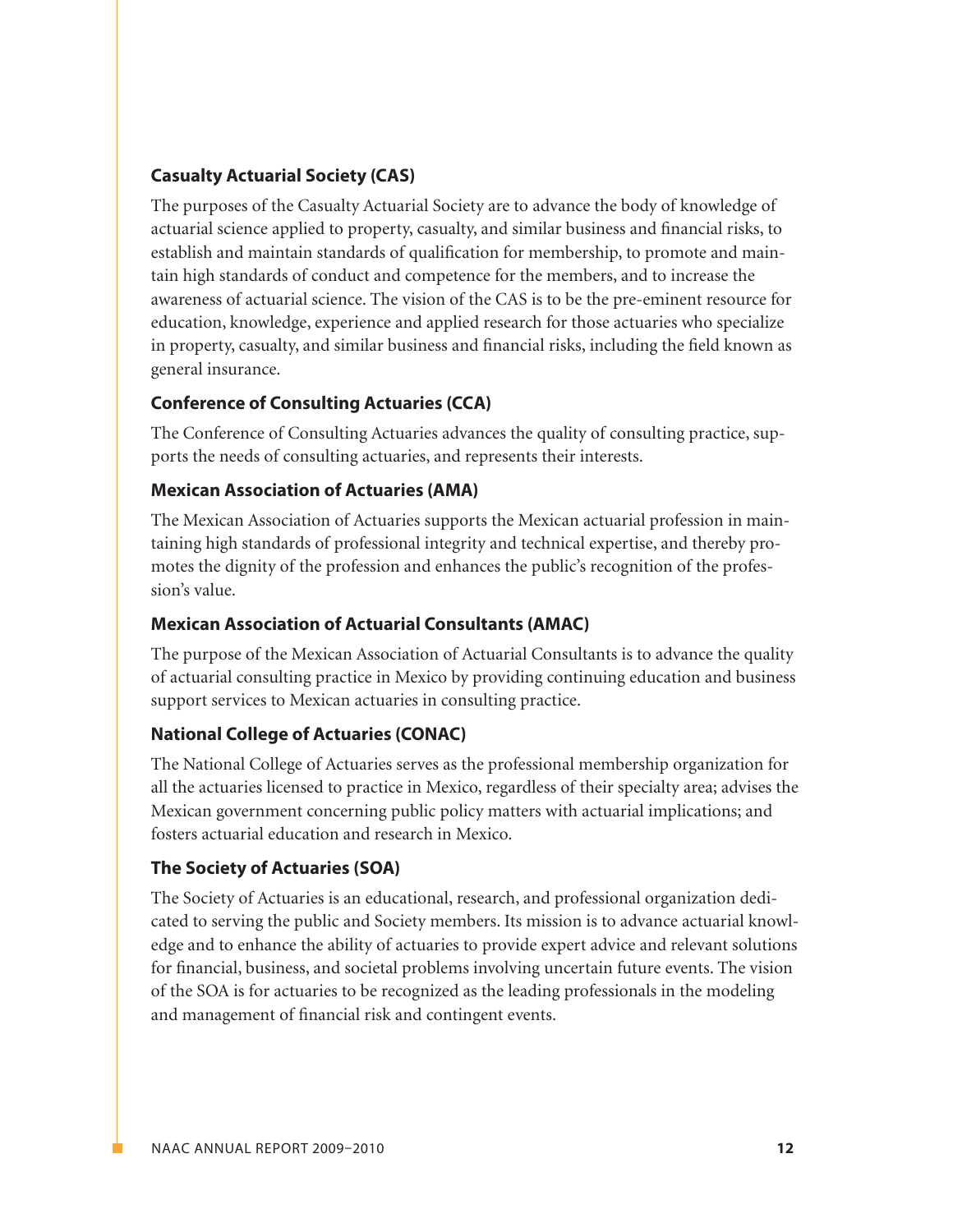### Casualty Actuarial Society (CAS)

The purposes of the Casualty Actuarial Society are to advance the body of knowledge of actuarial science applied to property, casualty, and similar business and financial risks, to establish and maintain standards of qualification for membership, to promote and maintain high standards of conduct and competence for the members, and to increase the awareness of actuarial science. The vision of the CAS is to be the pre-eminent resource for education, knowledge, experience and applied research for those actuaries who specialize in property, casualty, and similar business and financial risks, including the field known as general insurance.

### Conference of Consulting Actuaries (CCA)

The Conference of Consulting Actuaries advances the quality of consulting practice, supports the needs of consulting actuaries, and represents their interests.

### Mexican Association of Actuaries (AMA)

The Mexican Association of Actuaries supports the Mexican actuarial profession in maintaining high standards of professional integrity and technical expertise, and thereby promotes the dignity of the profession and enhances the public's recognition of the profession's value.

### Mexican Association of Actuarial Consultants (AMAC)

The purpose of the Mexican Association of Actuarial Consultants is to advance the quality of actuarial consulting practice in Mexico by providing continuing education and business support services to Mexican actuaries in consulting practice.

### National College of Actuaries (CONAC)

The National College of Actuaries serves as the professional membership organization for all the actuaries licensed to practice in Mexico, regardless of their specialty area; advises the Mexican government concerning public policy matters with actuarial implications; and fosters actuarial education and research in Mexico.

### The Society of Actuaries (SOA)

The Society of Actuaries is an educational, research, and professional organization dedicated to serving the public and Society members. Its mission is to advance actuarial knowledge and to enhance the ability of actuaries to provide expert advice and relevant solutions for financial, business, and societal problems involving uncertain future events. The vision of the SOA is for actuaries to be recognized as the leading professionals in the modeling and management of financial risk and contingent events.